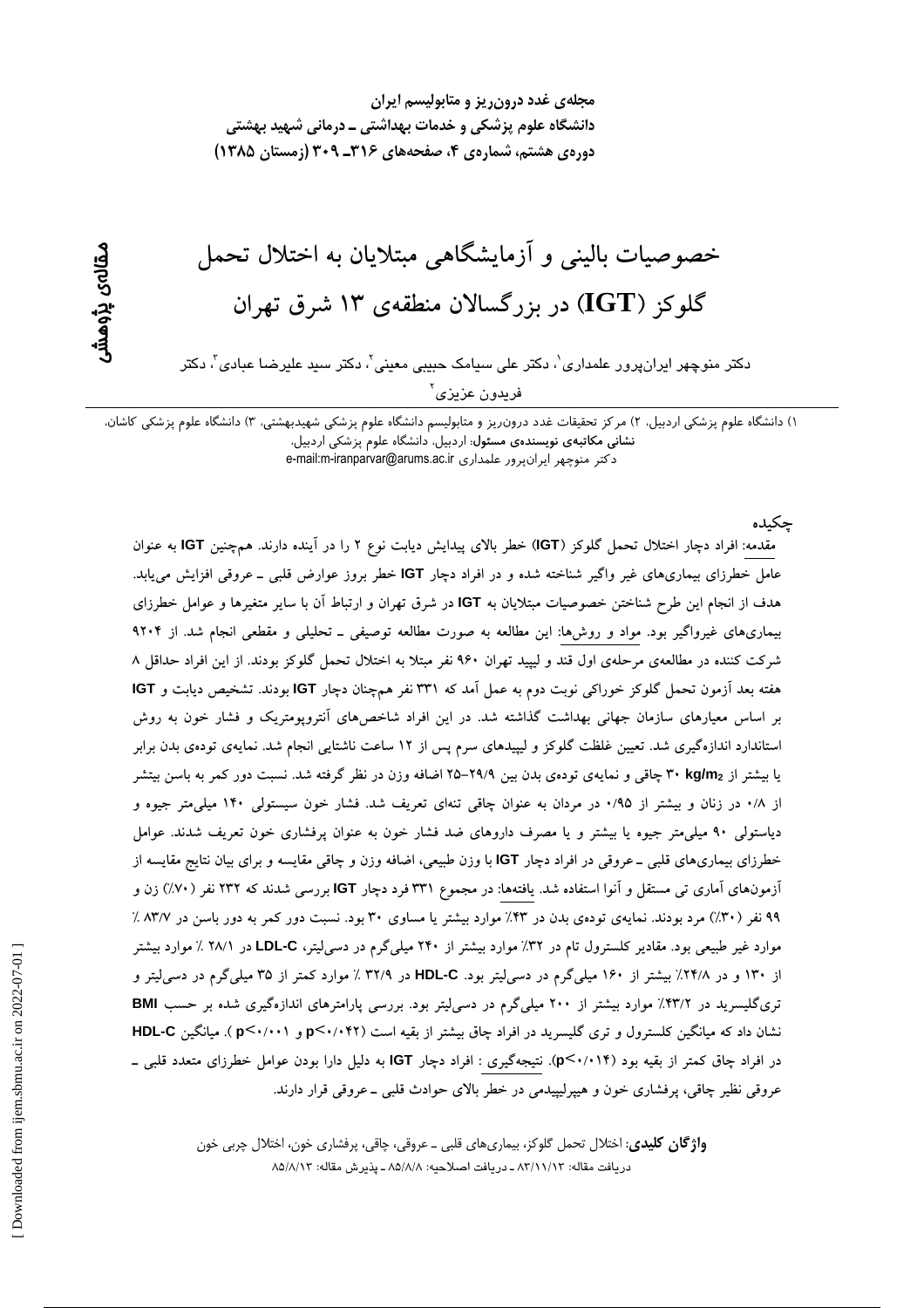مجله‌ی غدد درون‌ریز و متابولیسم ایران
دانشگاه علوم پزشکی و خدمات بهداشتی ـ درمانی شهید بهشتی
دوره‌ی هشتم، شماره‌ی ۴، صفحه‌های ۳۱۶ـ ۳۰۹ (زمستان ۱۳۸۵)

مقاله‌ی پژوهشی

# خصوصیات بالینی و آزمایشگاهی مبتلایان به اختلال تحمل گلوکز (IGT) در بزرگسالان منطقه‌ی ۱۳ شرق تهران

دکتر منوچهر ایران‌پرور علمداری[۱]، دکتر علی سیامک حبیبی معینی[۲]، دکتر سید علیرضا عبادی[۳]، دکتر فریدون عزیزی[۲]

۱) دانشگاه علوم پزشکی اردبیل، ۲) مرکز تحقیقات غدد درون‌ریز و متابولیسم دانشگاه علوم پزشکی شهیدبهشتی، ۳) دانشگاه علوم پزشکی کاشان، **نشانی مکاتبه‌ی نویسنده‌ی مسئول**: اردبیل، دانشگاه علوم پزشکی اردبیل، دکتر منوچهر ایران‌پرور علمداری e-mail:m-iranparvar@arums.ac.ir

## چکیده

مقدمه: افراد دچار اختلال تحمل گلوکز (IGT) خطر بالای پیدایش دیابت نوع ۲ را در آینده دارند. هم‌چنین IGT به عنوان عامل خطرزای بیماری‌های غیر واگیر شناخته شده و در افراد دچار IGT خطر بروز عوارض قلبی ـ عروقی افزایش می‌یابد. هدف از انجام این طرح شناختن خصوصیات مبتلایان به IGT در شرق تهران و ارتباط آن با سایر متغیرها و عوامل خطرزای بیماری‌های غیرواگیر بود. مواد و روش‌ها: این مطالعه به صورت مطالعه توصیفی ـ تحلیلی و مقطعی انجام شد. از ۹۲۰۴ شرکت کننده در مطالعه‌ی مرحله‌ی اول قند و لیپید تهران ۹۶۰ نفر مبتلا به اختلال تحمل گلوکز بودند. از این افراد حداقل ۸ هفته بعد آزمون تحمل گلوکز خوراکی نوبت دوم به عمل آمد که ۳۳۱ نفر هم‌چنان دچار IGT بودند. تشخیص دیابت و IGT بر اساس معیارهای سازمان جهانی بهداشت گذاشته شد. در این افراد شاخص‌های آنتروپومتریک و فشار خون به روش استاندارد اندازه‌گیری شد. تعیین غلظت گلوکز و لیپیدهای سرم پس از ۱۲ ساعت ناشتایی انجام شد. نمایه‌ی توده‌ی بدن برابر یا بیشتر از ۳۰ $kg/m_2$ چاقی و نمایه‌ی توده‌ی بدن بین ۲۹/۹–۲۵ اضافه وزن در نظر گرفته شد. نسبت دور کمر به باسن بیشتر از ۰/۸ در زنان و بیشتر از ۰/۹۵ در مردان به عنوان چاقی تنه‌ای تعریف شد. فشار خون سیستولی ۱۴۰ میلی‌متر جیوه و دیاستولی ۹۰ میلی‌متر جیوه یا بیشتر و یا مصرف داروهای ضد فشار خون به عنوان پرفشاری خون تعریف شدند. عوامل خطرزای بیماری‌های قلبی ـ عروقی در افراد دچار IGT با وزن طبیعی، اضافه وزن و چاقی مقایسه و برای بیان نتایج مقایسه از آزمون‌های آماری تی مستقل و آنوا استفاده شد. یافته‌ها: در مجموع ۳۳۱ فرد دچار IGT بررسی شدند که ۲۳۲ نفر (۷۰٪) زن و ۹۹ نفر (۳۰٪) مرد بودند. نمایه‌ی توده‌ی بدن در ۴۳٪ موارد بیشتر یا مساوی ۳۰ بود. نسبت دور کمر به دور باسن در ۸۳/۷ ٪ موارد غیر طبیعی بود. مقادیر کلسترول تام در ۳۲٪ موارد بیشتر از ۲۴۰ میلی‌گرم در دسی‌لیتر، LDL-C در ۲۸/۱ ٪ موارد بیشتر از ۱۳۰ و در ۲۴/۸٪ بیشتر از ۱۶۰ میلی‌گرم در دسی‌لیتر بود. HDL-C در ۳۲/۹ ٪ موارد کمتر از ۳۵ میلی‌گرم در دسی‌لیتر و تری‌گلیسرید در ۴۳/۲٪ موارد بیشتر از ۲۰۰ میلی‌گرم در دسی‌لیتر بود. بررسی پارامترهای اندازه‌گیری شده بر حسب BMI نشان داد که میانگین کلسترول و تری گلیسرید در افراد چاق بیشتر از بقیه است ($p<۰/۰۴۲$ و $p<۰/۰۰۱$ ). میانگین HDL-C در افراد چاق کمتر از بقیه بود ($p<۰/۰۱۴$). نتیجه‌گیری : افراد دچار IGT به دلیل دارا بودن عوامل خطرزای متعدد قلبی ـ عروقی نظیر چاقی، پرفشاری خون و هیپرلیپیدمی در خطر بالای حوادث قلبی ـ عروقی قرار دارند.

**واژگان کلیدی**: اختلال تحمل گلوکز، بیماری‌های قلبی ـ عروقی، چاقی، پرفشاری خون، اختلال چربی خون

دریافت مقاله: ۸۳/۱۱/۱۳ ـ دریافت اصلاحیه: ۸۵/۸/۸ ـ پذیرش مقاله: ۸۵/۸/۱۳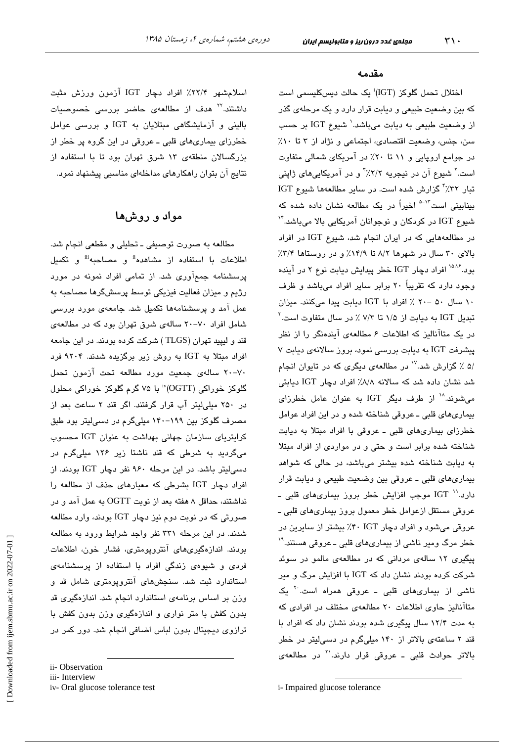## مقدمه

اختلال تحمل گلوکز (IGT)[i] یک حالت دیس‌کلیسمی است که بین وضعیت طبیعی و دیابت قرار دارد و یک مرحله‌ی گذر از وضعیت طبیعی به دیابت می‌باشد.[1] شیوع IGT بر حسب سن، جنس، وضعیت اقتصادی، اجتماعی و نژاد از ۳ تا ۱۰٪ در جوامع اروپایی و ۱۱ تا ۲۰٪ در آمریکای شمالی متفاوت است.[2] شیوع آن در نیجریه ۲/۲٪[3] و در آمریکایی‌های ژاپنی تبار ۳۲٪[4] گزارش شده است. در سایر مطالعه‌ها شیوع IGT بینابینی است[5-13] اخیراً در یک مطالعه نشان داده شده که شیوع IGT در کودکان و نوجوانان آمریکایی بالا می‌باشد.[14] در مطالعه‌هایی که در ایران انجام شد، شیوع IGT در افراد بالای ۳۰ سال در شهرها ۸/۲ تا ۱۴/۹٪ و در روستاها ۳/۴٪ بود.[15،16] افراد دچار IGT خطر پیدایش دیابت نوع ۲ در آینده وجود دارد که تقریباً ۲۰ برابر سایر افراد می‌باشد و ظرف ۱۰ سال ۵۰ -۲۰ ٪ افراد با IGT دیابت پیدا می‌کنند. میزان تبدیل IGT به دیابت از ۱/۵ تا ۷/۳ ٪ در سال متفاوت است.[2] در یک متاآنالیز که اطلاعات ۶ مطالعه‌ی آینده‌نگر را از نظر پیشرفت IGT به دیابت بررسی نمود، بروز سالانه‌ی دیابت ۷ /۵ ٪ گزارش شد.[17] در مطالعه‌ی دیگری که در تایوان انجام شد نشان داده شد که سالانه ۸/۸٪ افراد دچار IGT دیابتی می‌شوند.[18] از طرف دیگر IGT به عنوان عامل خطرزای بیماری‌های قلبی ـ عروقی شناخته شده و در این افراد عوامل خطرزای بیماری‌های قلبی ـ عروقی با افراد مبتلا به دیابت شناخته شده برابر است و حتی و در مواردی از افراد مبتلا به دیابت شناخته شده بیشتر می‌باشد، در حالی که شواهد بیماری‌های قلبی ـ عروقی بین وضعیت طبیعی و دیابت قرار دارد.[11] IGT موجب افزایش خطر بروز بیماری‌های قلبی ـ عروقی مستقل ازعوامل خطر معمول بروز بیماری‌های قلبی ـ عروقی می‌شود و افراد دچار IGT ۴۰٪ بیشتر از سایرین در خطر مرگ ومیر ناشی از بیماری‌های قلبی ـ عروقی هستند.[19] پیگیری ۱۲ ساله‌ی مردانی که در مطالعه‌ی مالمو در سوئد شرکت کرده بودند نشان داد که IGT با افزایش مرگ و میر ناشی از بیماری‌های قلبی ـ عروقی همراه است.[20] یک متاآنالیز حاوی اطلاعات ۲۰ مطالعه‌ی مختلف در افرادی که به مدت ۱۲/۴ سال پیگیری شده بودند نشان داد که افراد با قند ۲ ساعته‌ی بالاتر از ۱۴۰ میلی‌گرم در دسی‌لیتر در خطر بالاتر حوادث قلبی ـ عروقی قرار دارند.[21] در مطالعه‌ی اسلام‌شهر ۲۲/۴٪ افراد دچار IGT آزمون ورزش مثبت داشتند.[22] هدف از مطالعه‌ی حاضر بررسی خصوصیات بالینی و آزمایشگاهی مبتلایان به IGT و بررسی عوامل خطرزای بیماری‌های قلبی ـ عروقی در این گروه پر خطر از بزرگسالان منطقه‌ی ۱۳ شرق تهران بود تا با استفاده از نتایج آن بتوان راهکارهای مداخله‌ای مناسبی پیشنهاد نمود.

## مواد و روش‌ها

مطالعه به صورت توصیفی ـ تحلیلی و مقطعی انجام شد. اطلاعات با استفاده از مشاهده[ii] و مصاحبه[iii] و تکمیل پرسشنامه جمع‌آوری شد. از تمامی افراد نمونه در مورد رژیم و میزان فعالیت فیزیکی توسط پرسشگرها مصاحبه به عمل آمد و پرسشنامه‌ها تکمیل شد. جامعه‌ی مورد بررسی شامل افراد ۷۰-۲۰ ساله‌ی شرق تهران بود که در مطالعه‌ی قند و لیپید تهران (TLGS ) شرکت کرده بودند. در این جامعه افراد مبتلا به IGT به روش زیر برگزیده شدند. ۹۲۰۴ فرد ۷۰-۲۰ ساله‌ی جمعیت مورد مطالعه تحت آزمون تحمل گلوکز خوراکی (OGTT)[iv] با ۷۵ گرم گلوکز خوراکی محلول در ۲۵۰ میلی‌لیتر آب قرار گرفتند. اگر قند ۲ ساعت بعد از مصرف گلوکز بین ۱۹۹-۱۴۰ میلی‌گرم در دسی‌لیتر بود طبق کرایتریای سازمان جهانی بهداشت به عنوان IGT محسوب می‌گردید به شرطی که قند ناشتا زیر ۱۲۶ میلی‌گرم در دسی‌لیتر باشد. در این مرحله ۹۶۰ نفر دچار IGT بودند. از افراد دچار IGT بشرطی که معیارهای حذف از مطالعه را نداشتند، حداقل ۸ هفته بعد از نوبت OGTT به عمل آمد و در صورتی که در نوبت دوم نیز دچار IGT بودند، وارد مطالعه شدند. در این مرحله ۳۳۱ نفر واجد شرایط ورود به مطالعه بودند. اندازه‌گیری‌های آنتروپومتری، فشار خون، اطلاعات فردی و شیوه‌ی زندگی افراد با استفاده از پرسشنامه‌ی استاندارد ثبت شد. سنجش‌های آنتروپومتری شامل قد و وزن بر اساس برنامه‌ی استاندارد انجام شد. اندازه‌گیری قد بدون کفش با متر نواری و اندازه‌گیری وزن بدون کفش با ترازوی دیجیتال بدون لباس اضافی انجام شد. دور کمر در

i- Impaired glucose tolerance

ii- Observation

iii- Interview

iv- Oral glucose tolerance test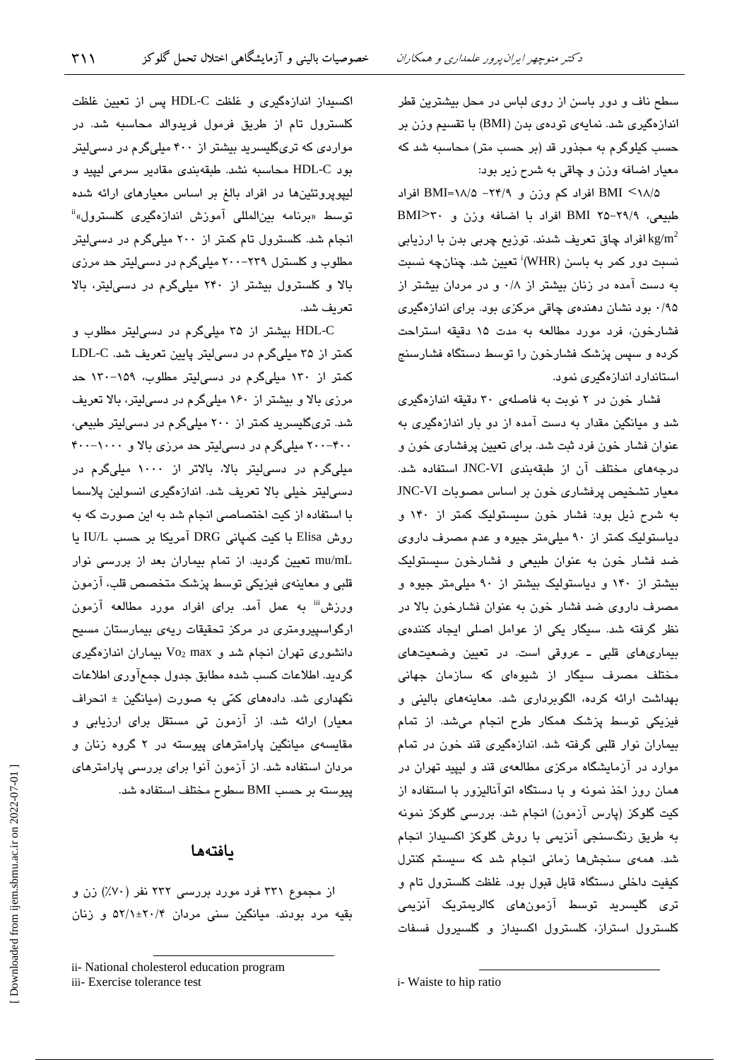سطح ناف و دور باسن از روی لباس در محل بیشترین قطر اندازه‌گیری شد. نمایه‌ی توده‌ی بدن (BMI) با تقسیم وزن بر حسب کیلوگرم به مجذور قد (بر حسب متر) محاسبه شد که معیار اضافه وزن و چاقی به شرح زیر بود:

BMI <۱۸/۵ افراد کم وزن و ۲۴/۹ -BMI=۱۸/۵ افراد طبیعی، ۲۹/۹-۲۵ BMI افراد با اضافه وزن و BMI>۳۰ $kg/m^2$ افراد چاق تعریف شدند. توزیع چربی بدن با ارزیابی نسبت دور کمر به باسن (WHR)[i] تعیین شد. چنان‌چه نسبت به دست آمده در زنان بیشتر از ۰/۸ و در مردان بیشتر از ۰/۹۵ بود نشان دهنده‌ی چاقی مرکزی بود. برای اندازه‌گیری فشارخون، فرد مورد مطالعه به مدت ۱۵ دقیقه استراحت کرده و سپس پزشک فشارخون را توسط دستگاه فشارسنج استاندارد اندازه‌گیری نمود.

فشار خون در ۲ نوبت به فاصله‌ی ۳۰ دقیقه اندازه‌گیری شد و میانگین مقدار به دست آمده از دو بار اندازه‌گیری به عنوان فشار خون فرد ثبت شد. برای تعیین پرفشاری خون و درجه‌های مختلف آن از طبقه‌بندی JNC-VI استفاده شد. معیار تشخیص پرفشاری خون بر اساس مصوبات JNC-VI به شرح ذیل بود: فشار خون سیستولیک کمتر از ۱۴۰ و دیاستولیک کمتر از ۹۰ میلی‌متر جیوه و عدم مصرف داروی ضد فشار خون به عنوان طبیعی و فشارخون سیستولیک بیشتر از ۱۴۰ و دیاستولیک بیشتر از ۹۰ میلی‌متر جیوه و مصرف داروی ضد فشار خون به عنوان فشارخون بالا در نظر گرفته شد. سیگار یکی از عوامل اصلی ایجاد کننده‌ی بیماری‌های قلبی ـ عروقی است. در تعیین وضعیت‌های مختلف مصرف سیگار از شیوه‌ای که سازمان جهانی بهداشت ارائه کرده، الگوبرداری شد. معاینه‌های بالینی و فیزیکی توسط پزشک همکار طرح انجام می‌شد. از تمام بیماران نوار قلبی گرفته شد. اندازه‌گیری قند خون در تمام موارد در آزمایشگاه مرکزی مطالعه‌ی قند و لیپید تهران در همان روز اخذ نمونه و با دستگاه اتوآنالیزور با استفاده از کیت گلوکز (پارس آزمون) انجام شد. بررسی گلوکز نمونه به طریق رنگ‌سنجی آنزیمی با روش گلوکز اکسیداز انجام شد. همه‌ی سنجش‌ها زمانی انجام شد که سیستم کنترل کیفیت داخلی دستگاه قابل قبول بود. غلظت کلسترول تام و تری گلیسرید توسط آزمون‌های کالریمتریک آنزیمی کلسترول استراز، کلسترول اکسیداز و گلسیرول فسفات اکسیداز اندازه‌گیری و غلظت HDL-C پس از تعیین غلظت کلسترول تام از طریق فرمول فریدوالد محاسبه شد. در مواردی که تری‌گلیسرید بیشتر از ۴۰۰ میلی‌گرم در دسی‌لیتر بود HDL-C محاسبه نشد. طبقه‌بندی مقادیر سرمی لیپید و لیپوپروتئین‌ها در افراد بالغ بر اساس معیارهای ارائه شده توسط «برنامه بین‌المللی آموزش اندازه‌گیری کلسترول»[ii] انجام شد. کلسترول تام کمتر از ۲۰۰ میلی‌گرم در دسی‌لیتر مطلوب و کلسترل ۲۳۹-۲۰۰ میلی‌گرم در دسی‌لیتر حد مرزی بالا و کلسترول بیشتر از ۲۴۰ میلی‌گرم در دسی‌لیتر، بالا تعریف شد.

HDL-C بیشتر از ۳۵ میلی‌گرم در دسی‌لیتر مطلوب و کمتر از ۳۵ میلی‌گرم در دسی‌لیتر پایین تعریف شد. LDL-C کمتر از ۱۳۰ میلی‌گرم در دسی‌لیتر مطلوب، ۱۵۹-۱۳۰ حد مرزی بالا و بیشتر از ۱۶۰ میلی‌گرم در دسی‌لیتر، بالا تعریف شد. تری‌گلیسرید کمتر از ۲۰۰ میلی‌گرم در دسی‌لیتر طبیعی، ۴۰۰-۲۰۰ میلی‌گرم در دسی‌لیتر حد مرزی بالا و ۱۰۰۰-۴۰۰ میلی‌گرم در دسی‌لیتر بالا، بالاتر از ۱۰۰۰ میلی‌گرم در دسی‌لیتر خیلی بالا تعریف شد. اندازه‌گیری انسولین پلاسما با استفاده از کیت اختصاصی انجام شد به این صورت که به روش Elisa با کیت کمپانی DRG آمریکا بر حسب IU/L یا mu/mL تعیین گردید. از تمام بیماران بعد از بررسی نوار قلبی و معاینه‌ی فیزیکی توسط پزشک متخصص قلب، آزمون ورزش[iii] به عمل آمد. برای افراد مورد مطالعه آزمون ارگواسپیرومتری در مرکز تحقیقات ریه‌ی بیمارستان مسیح دانشوری تهران انجام شد و $Vo_2$ max بیماران اندازه‌گیری گردید. اطلاعات کسب شده مطابق جدول جمع‌آوری اطلاعات نگهداری شد. داده‌های کمّی به صورت (میانگین ± انحراف معیار) ارائه شد. از آزمون تی مستقل برای ارزیابی و مقایسه‌ی میانگین پارامترهای پیوسته در ۲ گروه زنان و مردان استفاده شد. از آزمون آنوا برای بررسی پارامترهای پیوسته بر حسب BMI سطوح مختلف استفاده شد.

## یافته‌ها

از مجموع ۳۳۱ فرد مورد بررسی ۲۳۲ نفر (۷۰٪) زن و بقیه مرد بودند. میانگین سنی مردان ۵۲/۱±۲۰/۴ و زنان

i- Waiste to hip ratio

ii- National cholesterol education program

iii- Exercise tolerance test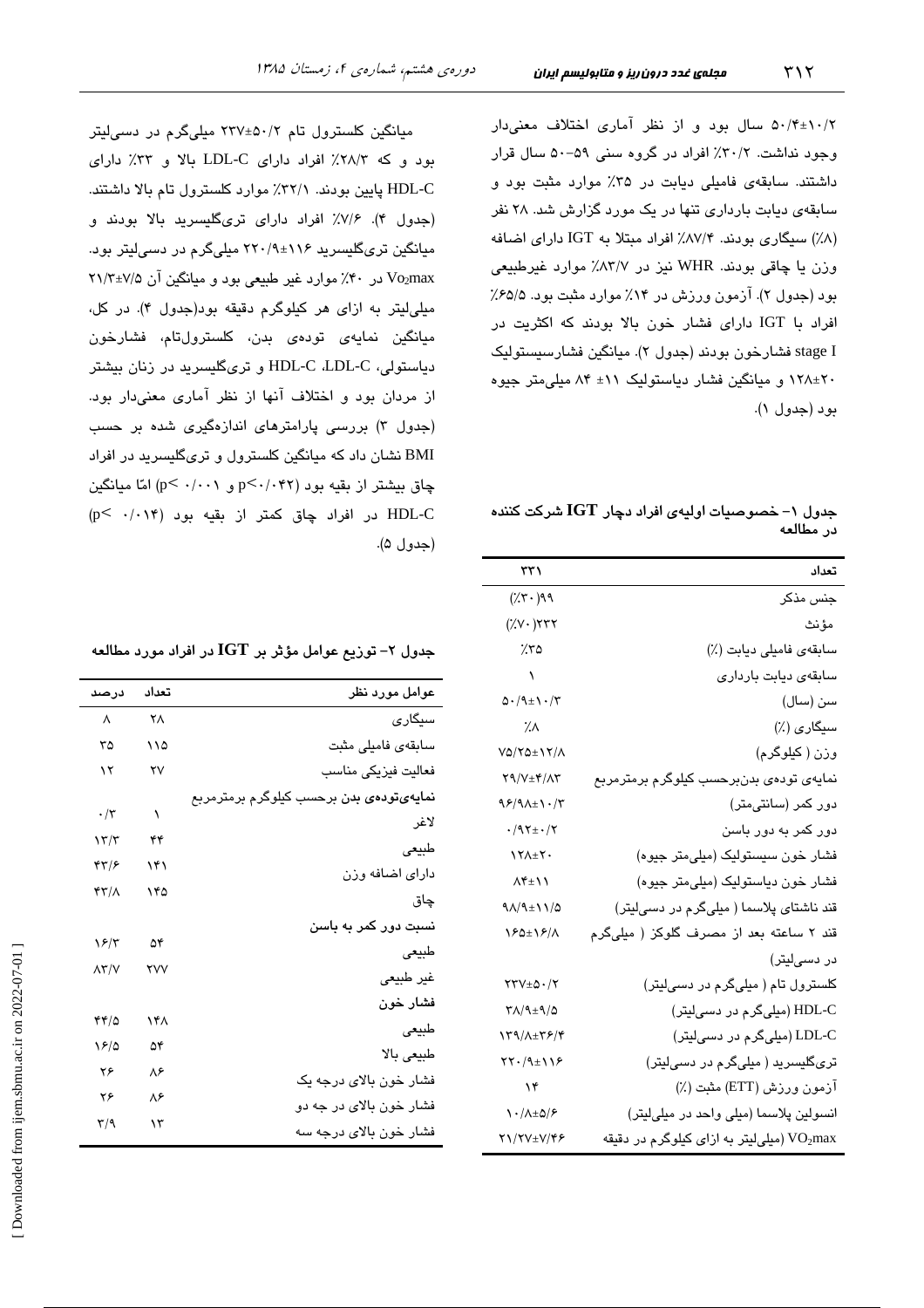۱۰/۲±۵۰/۴ سال بود و از نظر آماری اختلاف معنی‌دار وجود نداشت. ۳۰/۲٪ افراد در گروه سنی ۵۹-۵۰ سال قرار داشتند. سابقه‌ی فامیلی دیابت در ۳۵٪ موارد مثبت بود و سابقه‌ی دیابت بارداری تنها در یک مورد گزارش شد. ۲۸ نفر (۸٪) سیگاری بودند. ۸۷/۴٪ افراد مبتلا به IGT دارای اضافه وزن یا چاقی بودند. WHR نیز در ۸۳/۷٪ موارد غیرطبیعی بود (جدول ۲). آزمون ورزش در ۱۴٪ موارد مثبت بود. ۶۵/۵٪ افراد با IGT دارای فشار خون بالا بودند که اکثریت در stage I فشارخون بودند (جدول ۲). میانگین فشارسیستولیک ۲۰±۱۲۸ و میانگین فشار دیاستولیک ۱۱± ۸۴ میلی‌متر جیوه بود (جدول ۱).

**جدول ۱- خصوصیات اولیه‌ی افراد دچار IGT شرکت کننده در مطالعه**

| تعداد | ۳۳۱ |
|---|---|
| جنس مذکر | (٪۳۰)۹۹ |
| مؤنث | (٪۷۰)۲۳۲ |
| سابقه‌ی فامیلی دیابت (٪) | ٪۳۵ |
| سابقه‌ی دیابت بارداری | ۱ |
| سن (سال) | ۵۰/۹±۱۰/۳ |
| سیگاری (٪) | ٪۸ |
| وزن ( کیلوگرم) | ۷۵/۲۵±۱۲/۸ |
| نمایه‌ی توده‌ی بدن‌برحسب کیلوگرم برمترمربع | ۲۹/۷±۴/۸۳ |
| دور کمر (سانتی‌متر) | ۹۶/۹۸±۱۰/۳ |
| دور کمر به دور باسن | ۰/۹۲±۰/۲ |
| فشار خون سیستولیک (میلی‌متر جیوه) | ۱۲۸±۲۰ |
| فشار خون دیاستولیک (میلی‌متر جیوه) | ۸۴±۱۱ |
| قند ناشتای پلاسما ( میلی‌گرم در دسی‌لیتر) | ۹۸/۹±۱۱/۵ |
| قند ۲ ساعته بعد از مصرف گلوکز ( میلی‌گرم در دسی‌لیتر) | ۱۶۵±۱۶/۸ |
| کلسترول تام ( میلی‌گرم در دسی‌لیتر) | ۲۳۷±۵۰/۲ |
| HDL-C (میلی‌گرم در دسی‌لیتر) | ۳۸/۹±۹/۵ |
| LDL-C (میلی‌گرم در دسی‌لیتر) | ۱۳۹/۸±۳۶/۴ |
| تری‌گلیسرید ( میلی‌گرم در دسی‌لیتر) | ۲۲۰/۹±۱۱۶ |
| آزمون ورزش (ETT) مثبت (٪) | ۱۴ |
| انسولین پلاسما (میلی واحد در میلی‌لیتر) | ۱۰/۸±۵/۶ |
| $VO_2max$ (میلی‌لیتر به ازای کیلوگرم در دقیقه | ۲۱/۲۷±۷/۴۶ |

میانگین کلسترول تام ۵۰/۲±۲۳۷ میلی‌گرم در دسی‌لیتر بود و که ۲۸/۳٪ افراد دارای LDL-C بالا و ۳۳٪ دارای HDL-C پایین بودند. ۳۲/۱٪ موارد کلسترول تام بالا داشتند. (جدول ۴). ۷/۶٪ افراد دارای تری‌گلیسرید بالا بودند و میانگین تری‌گلیسرید ۱۱۶±۲۲۰/۹ میلی‌گرم در دسی‌لیتر بود. $Vo_2max$ در ۴۰٪ موارد غیر طبیعی بود و میانگین آن ۷/۵±۲۱/۳ میلی‌لیتر به ازای هر کیلوگرم دقیقه بود(جدول ۴). در کل، میانگین نمایه‌ی توده‌ی بدن، کلسترول‌تام، فشارخون دیاستولی، HDL-C ،LDL-C و تری‌گلیسرید در زنان بیشتر از مردان بود و اختلاف آنها از نظر آماری معنی‌دار بود. (جدول ۳) بررسی پارامترهای اندازه‌گیری شده بر حسب BMI نشان داد که میانگین کلسترول و تری‌گلیسرید در افراد چاق بیشتر از بقیه بود ($p<0/042$ و $p< 0/001$) امّا میانگین HDL-C در افراد چاق کمتر از بقیه بود ($p< 0/014$) (جدول ۵).

**جدول ۲- توزیع عوامل مؤثر بر IGT در افراد مورد مطالعه**

| عوامل مورد نظر | تعداد | درصد |
|---|---|---|
| سیگاری | ۲۸ | ۸ |
| سابقه‌ی فامیلی مثبت | ۱۱۵ | ۳۵ |
| فعالیت فیزیکی مناسب | ۲۷ | ۱۲ |
| **نمایه‌ی‌توده‌ی بدن برحسب کیلوگرم برمترمربع** | | |
| لاغر | ۱ | ۰/۳ |
| طبیعی | ۴۴ | ۱۳/۳ |
| دارای اضافه وزن | ۱۴۱ | ۴۳/۶ |
| چاق | ۱۴۵ | ۴۳/۸ |
| **نسبت دور کمر به باسن** | | |
| طبیعی | ۵۴ | ۱۶/۳ |
| غیر طبیعی | ۲۷۷ | ۸۳/۷ |
| **فشار خون** | | |
| طبیعی | ۱۴۸ | ۴۴/۵ |
| طبیعی بالا | ۵۴ | ۱۶/۵ |
| فشار خون بالای درجه یک | ۸۶ | ۲۶ |
| فشار خون بالای در جه دو | ۸۶ | ۲۶ |
| فشار خون بالای درجه سه | ۱۳ | ۳/۹ |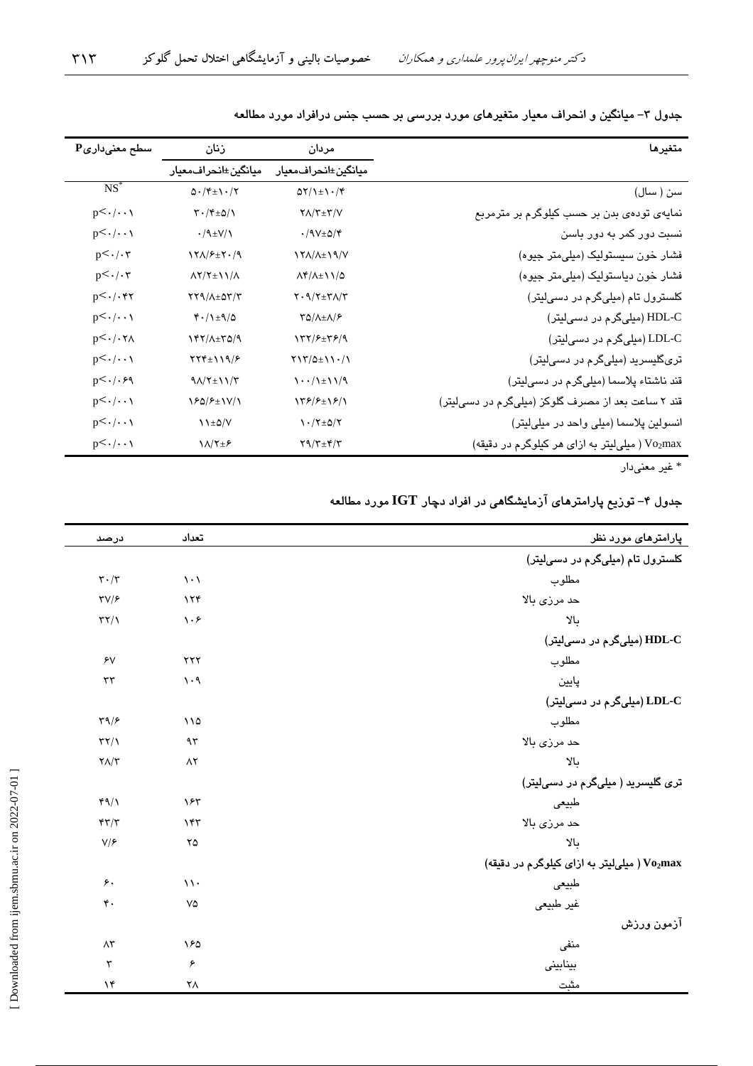**جدول ۳- میانگین و انحراف معیار متغیرهای مورد بررسی بر حسب جنس درافراد مورد مطالعه**

| متغیرها | مردان | زنان | سطح معنی‌داری P |
|---|---|---|---|
| | میانگین±انحراف‌معیار | میانگین±انحراف‌معیار | |
| سن (سال) | ۵۲/۱±۱۰/۴ | ۵۰/۴±۱۰/۲ | NS* |
| نمایه‌ی توده‌ی بدن بر حسب کیلوگرم بر مترمربع | ۲۸/۳±۳/۷ | ۳۰/۴±۵/۱ | p<۰/۰۰۱ |
| نسبت دور کمر به دور باسن | ۰/۹۷±۵/۴ | ۰/۹±۷/۱ | p<۰/۰۰۱ |
| فشار خون سیستولیک (میلی‌متر جیوه) | ۱۲۸/۸±۱۹/۷ | ۱۲۸/۶±۲۰/۹ | p<۰/۰۳ |
| فشار خون دیاستولیک (میلی‌متر جیوه) | ۸۴/۸±۱۱/۵ | ۸۲/۲±۱۱/۸ | p<۰/۰۳ |
| کلسترول تام (میلی‌گرم در دسی‌لیتر) | ۲۰۹/۲±۳۸/۳ | ۲۲۹/۸±۵۳/۳ | p<۰/۰۴۲ |
| HDL-C (میلی‌گرم در دسی‌لیتر) | ۳۵/۸±۸/۶ | ۴۰/۱±۹/۵ | p<۰/۰۰۱ |
| LDL-C (میلی‌گرم در دسی‌لیتر) | ۱۳۲/۶±۳۶/۹ | ۱۴۲/۸±۳۵/۹ | p<۰/۰۲۸ |
| تری‌گلیسرید (میلی‌گرم در دسی‌لیتر) | ۲۱۳/۵±۱۱۰/۱ | ۲۲۴±۱۱۹/۶ | p<۰/۰۰۱ |
| قند ناشتاء پلاسما (میلی‌گرم در دسی‌لیتر) | ۱۰۰/۱±۱۱/۹ | ۹۸/۲±۱۱/۳ | p<۰/۰۶۹ |
| قند ۲ ساعت بعد از مصرف گلوکز (میلی‌گرم در دسی‌لیتر) | ۱۳۶/۶±۱۶/۱ | ۱۶۵/۶±۱۷/۱ | p<۰/۰۰۱ |
| انسولین پلاسما (میلی واحد در میلی‌لیتر) | ۱۰/۲±۵/۲ | ۱۱±۵/۷ | p<۰/۰۰۱ |
| $Vo_2max$ (میلی‌لیتر به ازای هر کیلوگرم در دقیقه) | ۲۹/۳±۴/۳ | ۱۸/۲±۶ | p<۰/۰۰۱ |

\* غیر معنی‌دار

**جدول ۴- توزیع پارامترهای آزمایشگاهی در افراد دچار IGT مورد مطالعه**

| پارامترهای مورد نظر | تعداد | درصد |
|---|---|---|
| **کلسترول تام (میلی‌گرم در دسی‌لیتر)** | | |
| مطلوب | ۱۰۱ | ۳۰/۳ |
| حد مرزی بالا | ۱۲۴ | ۳۷/۶ |
| بالا | ۱۰۶ | ۳۲/۱ |
| **HDL-C (میلی‌گرم در دسی‌لیتر)** | | |
| مطلوب | ۲۲۲ | ۶۷ |
| پایین | ۱۰۹ | ۳۳ |
| **LDL-C (میلی‌گرم در دسی‌لیتر)** | | |
| مطلوب | ۱۱۵ | ۳۹/۶ |
| حد مرزی بالا | ۹۳ | ۳۲/۱ |
| بالا | ۸۲ | ۲۸/۳ |
| **تری گلیسرید (میلی‌گرم در دسی‌لیتر)** | | |
| طبیعی | ۱۶۳ | ۴۹/۱ |
| حد مرزی بالا | ۱۴۳ | ۴۳/۳ |
| بالا | ۲۵ | ۷/۶ |
| **$Vo_2max$ (میلی‌لیتر به ازای هر کیلوگرم در دقیقه)** | | |
| طبیعی | ۱۱۰ | ۶۰ |
| غیر طبیعی | ۷۵ | ۴۰ |
| آزمون ورزش | | |
| منفی | ۱۶۵ | ۸۳ |
| بینابینی | ۶ | ۳ |
| مثبت | ۲۸ | ۱۴ |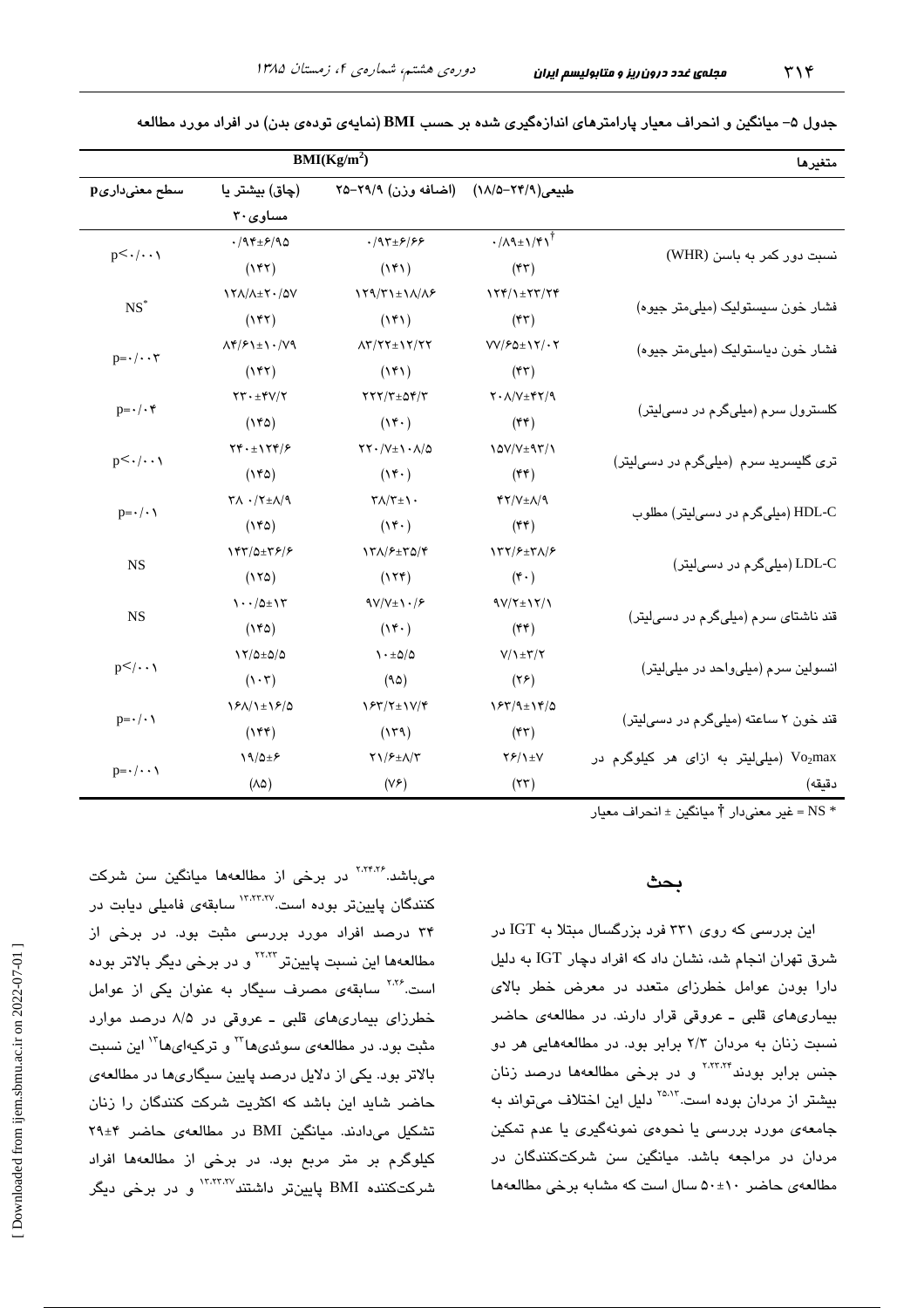جدول ۵- میانگین و انحراف معیار پارامترهای اندازه‌گیری شده بر حسب BMI (نمایه‌ی توده‌ی بدن) در افراد مورد مطالعه

| متغیرها | BMI(Kg/m²) | | | |
|---|---|---|---|---|
| | طبیعی(۲۴/۹-۱۸/۵) | (اضافه وزن) ۲۹/۹-۲۵ | (چاق) بیشتر یا مساوی ۳۰ | سطح معنی‌داریp |
| نسبت دور کمر به باسن (WHR) | ۰/۸۹±۱/۴۱[†] (۴۳) | ۰/۹۳±۶/۶۶ (۱۴۱) | ۰/۹۴±۶/۹۵ (۱۴۲) | p<۰/۰۰۱ |
| فشار خون سیستولیک (میلی‌متر جیوه) | ۱۲۴/۱±۲۳/۲۴ (۴۳) | ۱۲۹/۳۱±۱۸/۸۶ (۱۴۱) | ۱۲۸/۸±۲۰/۵۷ (۱۴۲) | NS[*] |
| فشار خون دیاستولیک (میلی‌متر جیوه) | ۷۷/۶۵±۱۲/۰۲ (۴۳) | ۸۳/۲۲±۱۲/۲۲ (۱۴۱) | ۸۴/۶۱±۱۰/۷۹ (۱۴۲) | p=۰/۰۰۳ |
| کلسترول سرم (میلی‌گرم در دسی‌لیتر) | ۲۰۸/۷±۴۲/۹ (۴۴) | ۲۲۲/۳±۵۴/۳ (۱۴۰) | ۲۳۰±۴۷/۲ (۱۴۵) | p=۰/۰۴ |
| تری گلیسرید سرم (میلی‌گرم در دسی‌لیتر) | ۱۵۷/۷±۹۳/۱ (۴۴) | ۲۲۰/۷±۱۰۸/۵ (۱۴۰) | ۲۴۰±۱۲۴/۶ (۱۴۵) | p<۰/۰۰۱ |
| HDL-C (میلی‌گرم در دسی‌لیتر) مطلوب | ۴۲/۷±۸/۹ (۴۴) | ۳۸/۳±۱۰ (۱۴۰) | ۳۸ ۰/۲±۸/۹ (۱۴۵) | p=۰/۰۱ |
| LDL-C (میلی‌گرم در دسی‌لیتر) | ۱۳۲/۶±۳۸/۶ (۴۰) | ۱۳۸/۶±۳۵/۴ (۱۲۴) | ۱۴۳/۵±۳۶/۶ (۱۲۵) | NS |
| قند ناشتای سرم (میلی‌گرم در دسی‌لیتر) | ۹۷/۲±۱۲/۱ (۴۴) | ۹۷/۷±۱۰/۶ (۱۴۰) | ۱۰۰/۵±۱۳ (۱۴۵) | NS |
| انسولین سرم (میلی‌واحد در میلی‌لیتر) | ۷/۱±۳/۲ (۲۶) | ۱۰±۵/۵ (۹۵) | ۱۲/۵±۵/۵ (۱۰۳) | p</۰۰۱ |
| قند خون ۲ ساعته (میلی‌گرم در دسی‌لیتر) | ۱۶۳/۹±۱۴/۵ (۴۳) | ۱۶۳/۲±۱۷/۴ (۱۳۹) | ۱۶۸/۱±۱۶/۵ (۱۴۴) | p=۰/۰۱ |
| $Vo_2max$ (میلی‌لیتر به ازای هر کیلوگرم در دقیقه) | ۲۶/۱±۷ (۲۳) | ۲۱/۶±۸/۳ (۷۶) | ۱۹/۵±۶ (۸۵) | p=۰/۰۰۱ |

\* NS = غیر معنی‌دار † میانگین ± انحراف معیار

## بحث

این بررسی که روی ۳۳۱ فرد بزرگسال مبتلا به IGT در شرق تهران انجام شد، نشان داد که افراد دچار IGT به دلیل دارا بودن عوامل خطرزای متعدد در معرض خطر بالای بیماری‌های قلبی ـ عروقی قرار دارند. در مطالعه‌ی حاضر نسبت زنان به مردان ۲/۳ برابر بود. در مطالعه‌هایی هر دو جنس برابر بودند[۲،۲۳،۲۴] و در برخی مطالعه‌ها درصد زنان بیشتر از مردان بوده است.[۲۵،۱۳] دلیل این اختلاف می‌تواند به جامعه‌ی مورد بررسی یا نحوه‌ی نمونه‌گیری یا عدم تمکین مردان در مراجعه باشد. میانگین سن شرکت‌کنندگان در مطالعه‌ی حاضر ۱۰±۵۰ سال است که مشابه برخی مطالعه‌ها می‌باشد.[۲،۲۴،۲۶] در برخی از مطالعه‌ها میانگین سن شرکت کنندگان پایین‌تر بوده است.[۱۳،۲۳،۲۷] سابقه‌ی فامیلی دیابت در ۳۴ درصد افراد مورد بررسی مثبت بود. در برخی از مطالعه‌ها این نسبت پایین‌تر[۲۲،۲۳] و در برخی دیگر بالاتر بوده است.[۲،۲۶] سابقه‌ی مصرف سیگار به عنوان یکی از عوامل خطرزای بیماری‌های قلبی ـ عروقی در ۸/۵ درصد موارد مثبت بود. در مطالعه‌ی سوئدی‌ها[۲۳] و ترکیه‌ای‌ها[۱۳] این نسبت بالاتر بود. یکی از دلایل درصد پایین سیگاری‌ها در مطالعه‌ی حاضر شاید این باشد که اکثریت شرکت کنندگان را زنان تشکیل می‌دادند. میانگین BMI در مطالعه‌ی حاضر ۴±۲۹ کیلوگرم بر متر مربع بود. در برخی از مطالعه‌ها افراد شرکت‌کننده BMI پایین‌تر داشتند[۱۳،۲۳،۲۷] و در برخی دیگر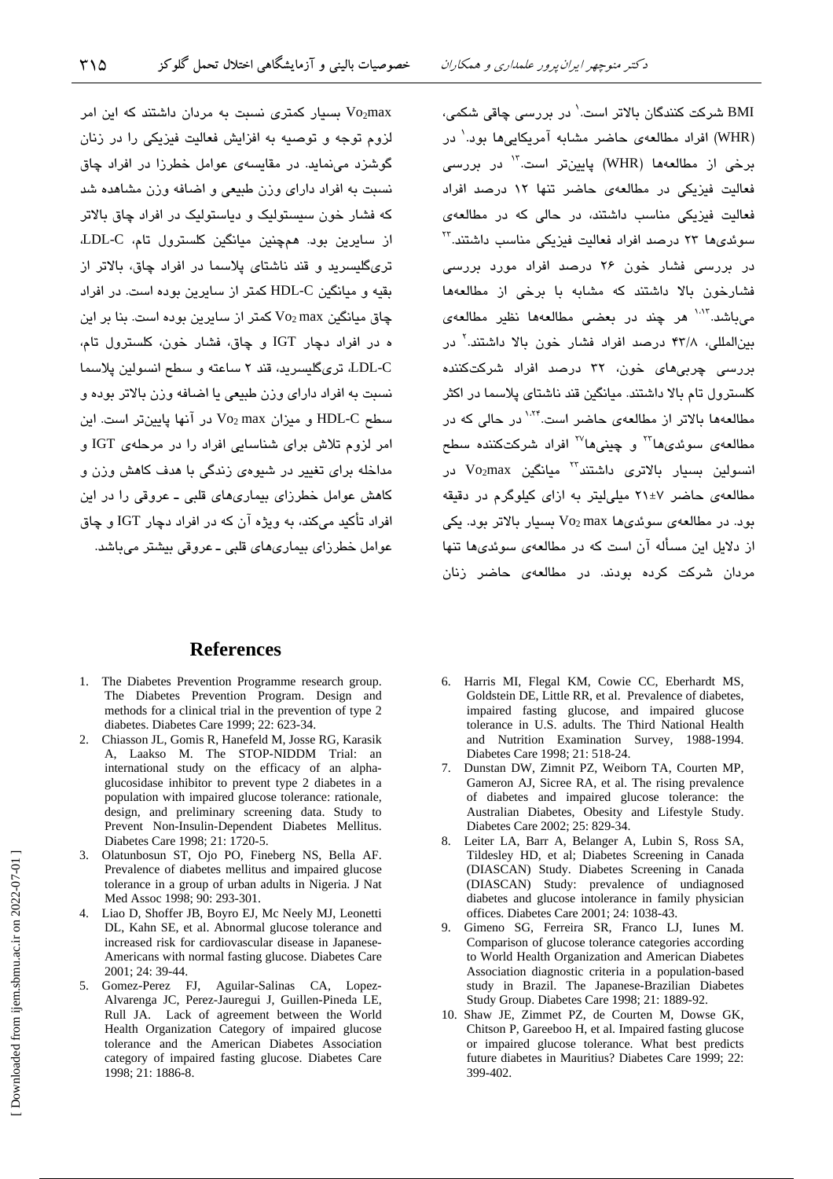BMI شرکت کنندگان بالاتر است.[۱] در بررسی چاقی شکمی، (WHR) افراد مطالعه‌ی حاضر مشابه آمریکایی‌ها بود.[۱] در برخی از مطالعه‌ها (WHR) پایین‌تر است.[۱۳] در بررسی فعالیت فیزیکی در مطالعه‌ی حاضر تنها ۱۲ درصد افراد فعالیت فیزیکی مناسب داشتند، در حالی که در مطالعه‌ی سوئدی‌ها ۲۳ درصد افراد فعالیت فیزیکی مناسب داشتند.[۲۳] در بررسی فشار خون ۲۶ درصد افراد مورد بررسی فشارخون بالا داشتند که مشابه با برخی از مطالعه‌ها می‌باشد.[۱،۱۳] هر چند در بعضی مطالعه‌ها نظیر مطالعه‌ی بین‌المللی، ۴۳/۸ درصد افراد فشار خون بالا داشتند.[۲] در بررسی چربی‌های خون، ۳۲ درصد افراد شرکت‌کننده کسترول تام بالا داشتند. میانگین قند ناشتای پلاسما در اکثر مطالعه‌ها بالاتر از مطالعه‌ی حاضر است.[۱،۲۴] در حالی که در مطالعه‌ی سوئدی‌ها[۲۳] و چینی‌ها[۲۷] افراد شرکت‌کننده سطح انسولین بسیار بالاتری داشتند[۲۳] میانگین $Vo_2max$ در مطالعه‌ی حاضر ۷±۲۱ میلی‌لیتر به ازای کیلوگرم در دقیقه بود. در مطالعه‌ی سوئدی‌ها $Vo_2$ max بسیار بالاتر بود. یکی از دلایل این مسأله آن است که در مطالعه‌ی سوئدی‌ها تنها مردان شرکت کرده بودند. در مطالعه‌ی حاضر زنان $Vo_2max$ بسیار کمتری نسبت به مردان داشتند که این امر لزوم توجه و توصیه به افزایش فعالیت فیزیکی را در زنان گوشزد می‌نماید. در مقایسه‌ی عوامل خطرزا در افراد چاق نسبت به افراد دارای وزن طبیعی و اضافه وزن مشاهده شد که فشار خون سیستولیک و دیاستولیک در افراد چاق بالاتر از سایرین بود. همچنین میانگین کلسترول تام، LDL-C، تری‌گلیسرید و قند ناشتای پلاسما در افراد چاق، بالاتر از بقیه و میانگین HDL-C کمتر از سایرین بوده است. در افراد چاق میانگین $Vo_2$ max کمتر از سایرین بوده است. بنا بر این ه در افراد دچار IGT و چاق، فشار خون، کلسترول تام، LDL-C، تری‌گلیسرید، قند ۲ ساعته و سطح انسولین پلاسما نسبت به افراد دارای وزن طبیعی یا اضافه وزن بالاتر بوده و سطح HDL-C و میزان $Vo_2$ max در آنها پایین‌تر است. این امر لزوم تلاش برای شناسایی افراد را در مرحله‌ی IGT و مداخله برای تغییر در شیوه‌ی زندگی با هدف کاهش وزن و کاهش عوامل خطرزای بیماری‌های قلبی ـ عروقی را در این افراد تأکید می‌کند، به ویژه آن که در افراد دچار IGT و چاق عوامل خطرزای بیماری‌های قلبی ـ عروقی بیشتر می‌باشد.

## References

1. The Diabetes Prevention Programme research group. The Diabetes Prevention Program. Design and methods for a clinical trial in the prevention of type 2 diabetes. Diabetes Care 1999; 22: 623-34.
2. Chiasson JL, Gomis R, Hanefeld M, Josse RG, Karasik A, Laakso M. The STOP-NIDDM Trial: an international study on the efficacy of an alpha-glucosidase inhibitor to prevent type 2 diabetes in a population with impaired glucose tolerance: rationale, design, and preliminary screening data. Study to Prevent Non-Insulin-Dependent Diabetes Mellitus. Diabetes Care 1998; 21: 1720-5.
3. Olatunbosun ST, Ojo PO, Fineberg NS, Bella AF. Prevalence of diabetes mellitus and impaired glucose tolerance in a group of urban adults in Nigeria. J Nat Med Assoc 1998; 90: 293-301.
4. Liao D, Shoffer JB, Boyro EJ, Mc Neely MJ, Leonetti DL, Kahn SE, et al. Abnormal glucose tolerance and increased risk for cardiovascular disease in Japanese-Americans with normal fasting glucose. Diabetes Care 2001; 24: 39-44.
5. Gomez-Perez FJ, Aguilar-Salinas CA, Lopez-Alvarenga JC, Perez-Jauregui J, Guillen-Pineda LE, Rull JA. Lack of agreement between the World Health Organization Category of impaired glucose tolerance and the American Diabetes Association category of impaired fasting glucose. Diabetes Care 1998; 21: 1886-8.
6. Harris MI, Flegal KM, Cowie CC, Eberhardt MS, Goldstein DE, Little RR, et al. Prevalence of diabetes, impaired fasting glucose, and impaired glucose tolerance in U.S. adults. The Third National Health and Nutrition Examination Survey, 1988-1994. Diabetes Care 1998; 21: 518-24.
7. Dunstan DW, Zimnit PZ, Weiborn TA, Courten MP, Gameron AJ, Sicree RA, et al. The rising prevalence of diabetes and impaired glucose tolerance: the Australian Diabetes, Obesity and Lifestyle Study. Diabetes Care 2002; 25: 829-34.
8. Leiter LA, Barr A, Belanger A, Lubin S, Ross SA, Tildesley HD, et al; Diabetes Screening in Canada (DIASCAN) Study. Diabetes Screening in Canada (DIASCAN) Study: prevalence of undiagnosed diabetes and glucose intolerance in family physician offices. Diabetes Care 2001; 24: 1038-43.
9. Gimeno SG, Ferreira SR, Franco LJ, Iunes M. Comparison of glucose tolerance categories according to World Health Organization and American Diabetes Association diagnostic criteria in a population-based study in Brazil. The Japanese-Brazilian Diabetes Study Group. Diabetes Care 1998; 21: 1889-92.
10. Shaw JE, Zimmet PZ, de Courten M, Dowse GK, Chitson P, Gareeboo H, et al. Impaired fasting glucose or impaired glucose tolerance. What best predicts future diabetes in Mauritius? Diabetes Care 1999; 22: 399-402.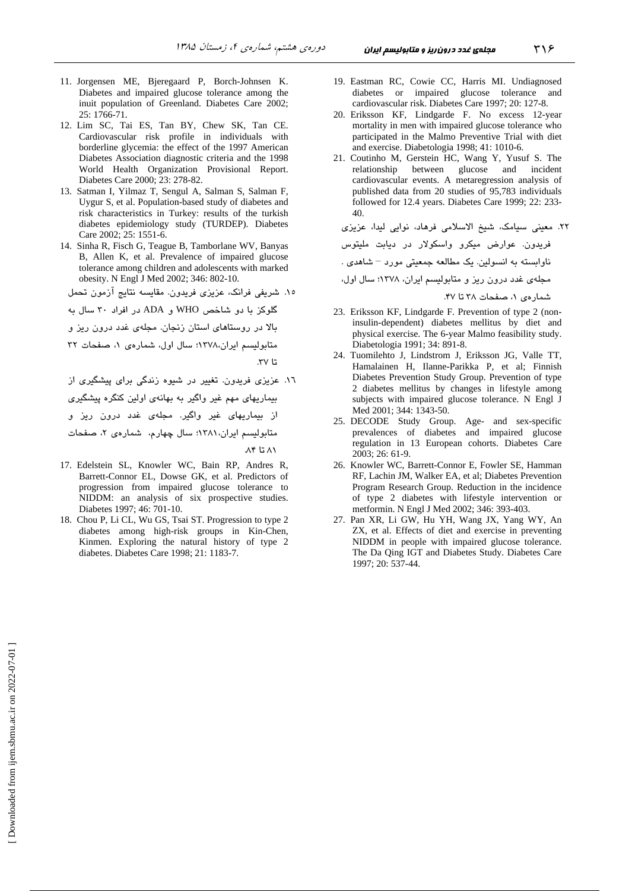11. Jorgensen ME, Bjeregaard P, Borch-Johnsen K. Diabetes and impaired glucose tolerance among the inuit population of Greenland. Diabetes Care 2002; 25: 1766-71.
12. Lim SC, Tai ES, Tan BY, Chew SK, Tan CE. Cardiovascular risk profile in individuals with borderline glycemia: the effect of the 1997 American Diabetes Association diagnostic criteria and the 1998 World Health Organization Provisional Report. Diabetes Care 2000; 23: 278-82.
13. Satman I, Yilmaz T, Sengul A, Salman S, Salman F, Uygur S, et al. Population-based study of diabetes and risk characteristics in Turkey: results of the turkish diabetes epidemiology study (TURDEP). Diabetes Care 2002; 25: 1551-6.
14. Sinha R, Fisch G, Teague B, Tamborlane WV, Banyas B, Allen K, et al. Prevalence of impaired glucose tolerance among children and adolescents with marked obesity. N Engl J Med 2002; 346: 802-10.

۱۵. شریفی فرانک، عزیزی فریدون. مقایسه نتایج آزمون تحمل گلوکز با دو شاخص WHO و ADA در افراد ۳۰ سال به بالا در روستاهای استان زنجان. مجله‌ی غدد درون ریز و متابولیسم ایران،۱۳۷۸؛ سال اول، شماره‌ی ۱، صفحات ۳۲ تا ۳۷.

۱۶. عزیزی فریدون. تغییر در شیوه زندگی برای پیشگیری از بیماریهای مهم غیر واگیر به بهانه‌ی اولین کنگره پیشگیری از بیماریهای غیر واگیر. مجله‌ی غدد درون ریز و متابولیسم ایران،۱۳۸۱؛ سال چهارم، شماره‌ی ۲، صفحات ۸۱ تا ۸۴.

17. Edelstein SL, Knowler WC, Bain RP, Andres R, Barrett-Connor EL, Dowse GK, et al. Predictors of progression from impaired glucose tolerance to NIDDM: an analysis of six prospective studies. Diabetes 1997; 46: 701-10.
18. Chou P, Li CL, Wu GS, Tsai ST. Progression to type 2 diabetes among high-risk groups in Kin-Chen, Kinmen. Exploring the natural history of type 2 diabetes. Diabetes Care 1998; 21: 1183-7.
19. Eastman RC, Cowie CC, Harris MI. Undiagnosed diabetes or impaired glucose tolerance and cardiovascular risk. Diabetes Care 1997; 20: 127-8.
20. Eriksson KF, Lindgarde F. No excess 12-year mortality in men with impaired glucose tolerance who participated in the Malmo Preventive Trial with diet and exercise. Diabetologia 1998; 41: 1010-6.
21. Coutinho M, Gerstein HC, Wang Y, Yusuf S. The relationship between glucose and incident cardiovascular events. A metaregression analysis of published data from 20 studies of 95,783 individuals followed for 12.4 years. Diabetes Care 1999; 22: 233-40.

۲۲. معینی سیامک، شیخ الاسلامی فرهاد، نوایی لیدا، عزیزی فریدون. عوارض میکرو واسکولار در دیابت ملیتوس ناوابسته به انسولین. یک مطالعه جمعیتی مورد – شاهدی. مجله‌ی غدد درون ریز و متابولیسم ایران، ۱۳۷۸؛ سال اول، شماره‌ی ۱، صفحات ۳۸ تا ۴۷.

23. Eriksson KF, Lindgarde F. Prevention of type 2 (non-insulin-dependent) diabetes mellitus by diet and physical exercise. The 6-year Malmo feasibility study. Diabetologia 1991; 34: 891-8.
24. Tuomilehto J, Lindstrom J, Eriksson JG, Valle TT, Hamalainen H, Ilanne-Parikka P, et al; Finnish Diabetes Prevention Study Group. Prevention of type 2 diabetes mellitus by changes in lifestyle among subjects with impaired glucose tolerance. N Engl J Med 2001; 344: 1343-50.
25. DECODE Study Group. Age- and sex-specific prevalences of diabetes and impaired glucose regulation in 13 European cohorts. Diabetes Care 2003; 26: 61-9.
26. Knowler WC, Barrett-Connor E, Fowler SE, Hamman RF, Lachin JM, Walker EA, et al; Diabetes Prevention Program Research Group. Reduction in the incidence of type 2 diabetes with lifestyle intervention or metformin. N Engl J Med 2002; 346: 393-403.
27. Pan XR, Li GW, Hu YH, Wang JX, Yang WY, An ZX, et al. Effects of diet and exercise in preventing NIDDM in people with impaired glucose tolerance. The Da Qing IGT and Diabetes Study. Diabetes Care 1997; 20: 537-44.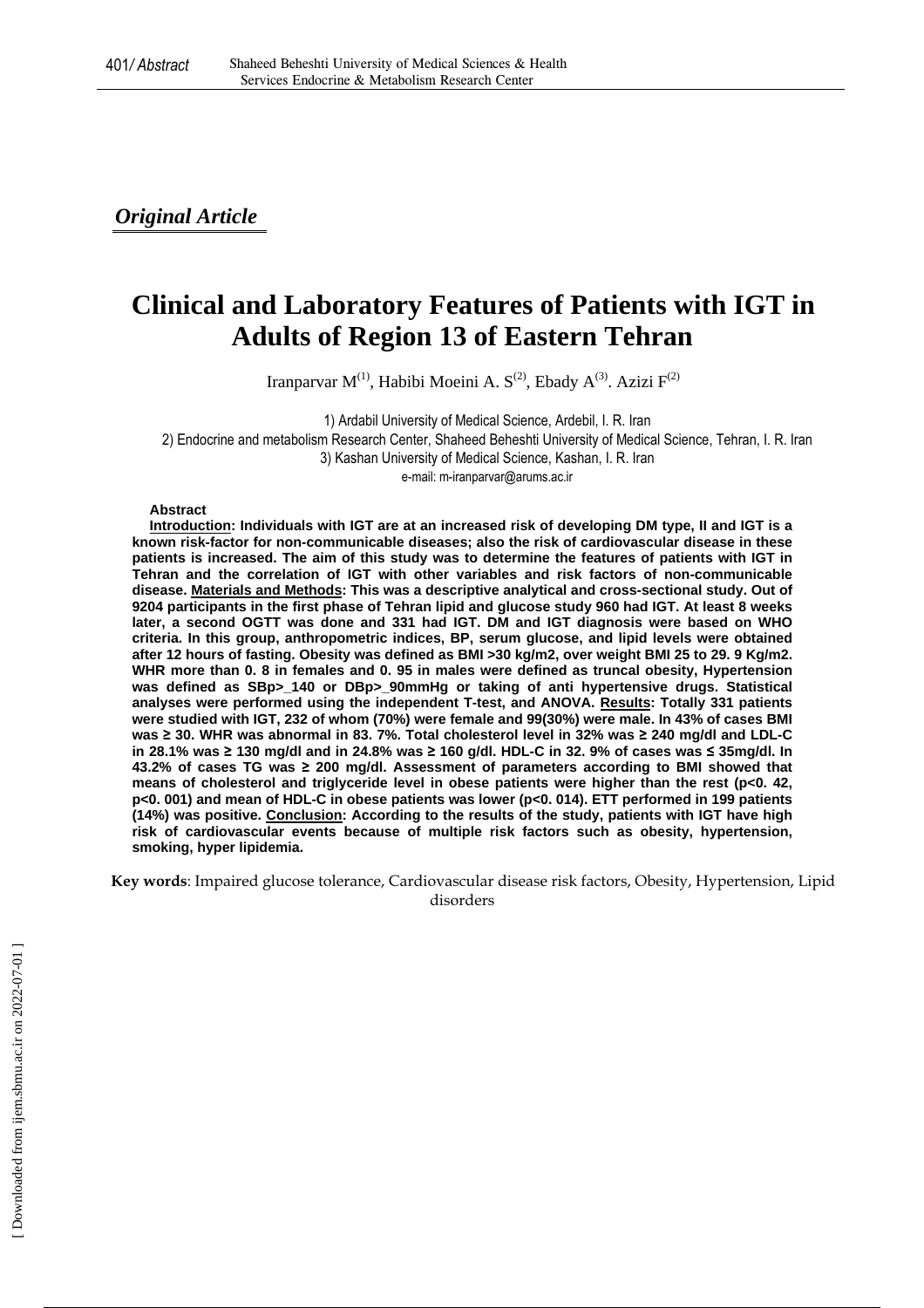*Original Article*

# Clinical and Laboratory Features of Patients with IGT in Adults of Region 13 of Eastern Tehran

Iranparvar M[1], Habibi Moeini A. S[2], Ebady A[3]. Azizi F[2]

1) Ardabil University of Medical Science, Ardebil, I. R. Iran
2) Endocrine and metabolism Research Center, Shaheed Beheshti University of Medical Science, Tehran, I. R. Iran
3) Kashan University of Medical Science, Kashan, I. R. Iran
e-mail: m-iranparvar@arums.ac.ir

**Abstract**

**Introduction: Individuals with IGT are at an increased risk of developing DM type, II and IGT is a known risk-factor for non-communicable diseases; also the risk of cardiovascular disease in these patients is increased. The aim of this study was to determine the features of patients with IGT in Tehran and the correlation of IGT with other variables and risk factors of non-communicable disease. Materials and Methods: This was a descriptive analytical and cross-sectional study. Out of 9204 participants in the first phase of Tehran lipid and glucose study 960 had IGT. At least 8 weeks later, a second OGTT was done and 331 had IGT. DM and IGT diagnosis were based on WHO criteria. In this group, anthropometric indices, BP, serum glucose, and lipid levels were obtained after 12 hours of fasting. Obesity was defined as BMI >30 kg/m2, over weight BMI 25 to 29. 9 Kg/m2. WHR more than 0. 8 in females and 0. 95 in males were defined as truncal obesity, Hypertension was defined as SBp>_140 or DBp>_90mmHg or taking of anti hypertensive drugs. Statistical analyses were performed using the independent T-test, and ANOVA. Results: Totally 331 patients were studied with IGT, 232 of whom (70%) were female and 99(30%) were male. In 43% of cases BMI was ≥ 30. WHR was abnormal in 83. 7%. Total cholesterol level in 32% was ≥ 240 mg/dl and LDL-C in 28.1% was ≥ 130 mg/dl and in 24.8% was ≥ 160 g/dl. HDL-C in 32. 9% of cases was ≤ 35mg/dl. In 43.2% of cases TG was ≥ 200 mg/dl. Assessment of parameters according to BMI showed that means of cholesterol and triglyceride level in obese patients were higher than the rest (p<0. 42, p<0. 001) and mean of HDL-C in obese patients was lower (p<0. 014). ETT performed in 199 patients (14%) was positive. Conclusion: According to the results of the study, patients with IGT have high risk of cardiovascular events because of multiple risk factors such as obesity, hypertension, smoking, hyper lipidemia.**

**Key words**: Impaired glucose tolerance, Cardiovascular disease risk factors, Obesity, Hypertension, Lipid disorders